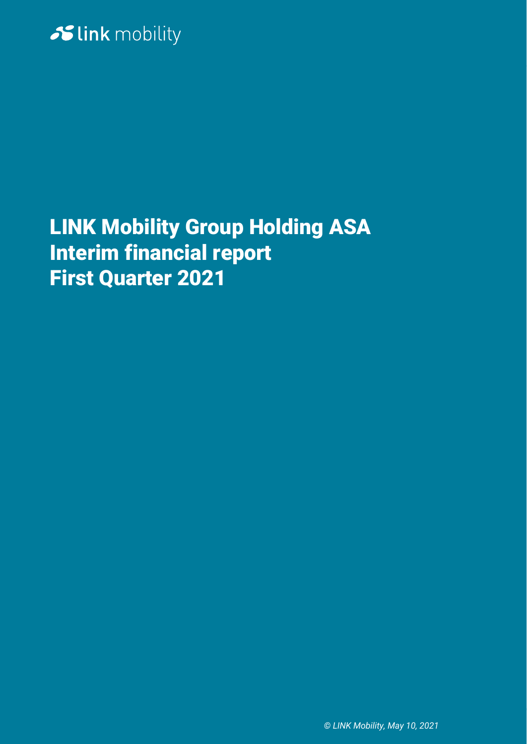link mobility

# LINK Mobility Group Holding ASA
# Interim financial report
# First Quarter 2021

*© LINK Mobility, May 10, 2021*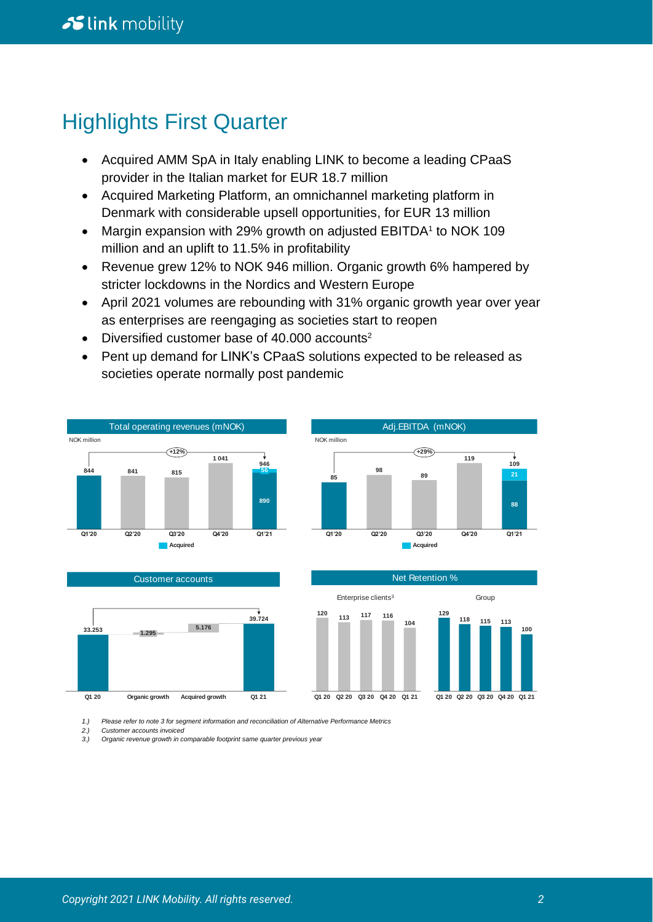# Highlights First Quarter

- Acquired AMM SpA in Italy enabling LINK to become a leading CPaaS provider in the Italian market for EUR 18.7 million
- Acquired Marketing Platform, an omnichannel marketing platform in Denmark with considerable upsell opportunities, for EUR 13 million
- Margin expansion with 29% growth on adjusted EBITDA[1] to NOK 109 million and an uplift to 11.5% in profitability
- Revenue grew 12% to NOK 946 million. Organic growth 6% hampered by stricter lockdowns in the Nordics and Western Europe
- April 2021 volumes are rebounding with 31% organic growth year over year as enterprises are reengaging as societies start to reopen
- Diversified customer base of 40.000 accounts[2]
- Pent up demand for LINK's CPaaS solutions expected to be released as societies operate normally post pandemic

**Total operating revenues (mNOK)**

NOK million

| | Q1'20 | Q2'20 | Q3'20 | Q4'20 | Q1'21 |
|---|---|---|---|---|---|
| Total | 844 | 841 | 815 | 1 041 | 946 |
| Acquired | | | | | 56 |
| Excl. acquired | | | | | 890 |

Growth Q1'20 to Q1'21: +12%

**Adj.EBITDA (mNOK)**

NOK million

| | Q1'20 | Q2'20 | Q3'20 | Q4'20 | Q1'21 |
|---|---|---|---|---|---|
| Total | 85 | 98 | 89 | 119 | 109 |
| Acquired | | | | | 21 |
| Excl. acquired | | | | | 88 |

Growth Q1'20 to Q1'21: +29%

**Customer accounts**

| Q1 20 | Organic growth | Acquired growth | Q1 21 |
|---|---|---|---|
| 33.253 | 1.295 | 5.176 | 39.724 |

**Net Retention %**

| | Q1 20 | Q2 20 | Q3 20 | Q4 20 | Q1 21 |
|---|---|---|---|---|---|
| Enterprise clients[3] | 120 | 113 | 117 | 116 | 104 |
| Group | 129 | 118 | 115 | 113 | 100 |

*1.) Please refer to note 3 for segment information and reconciliation of Alternative Performance Metrics*
*2.) Customer accounts invoiced*
*3.) Organic revenue growth in comparable footprint same quarter previous year*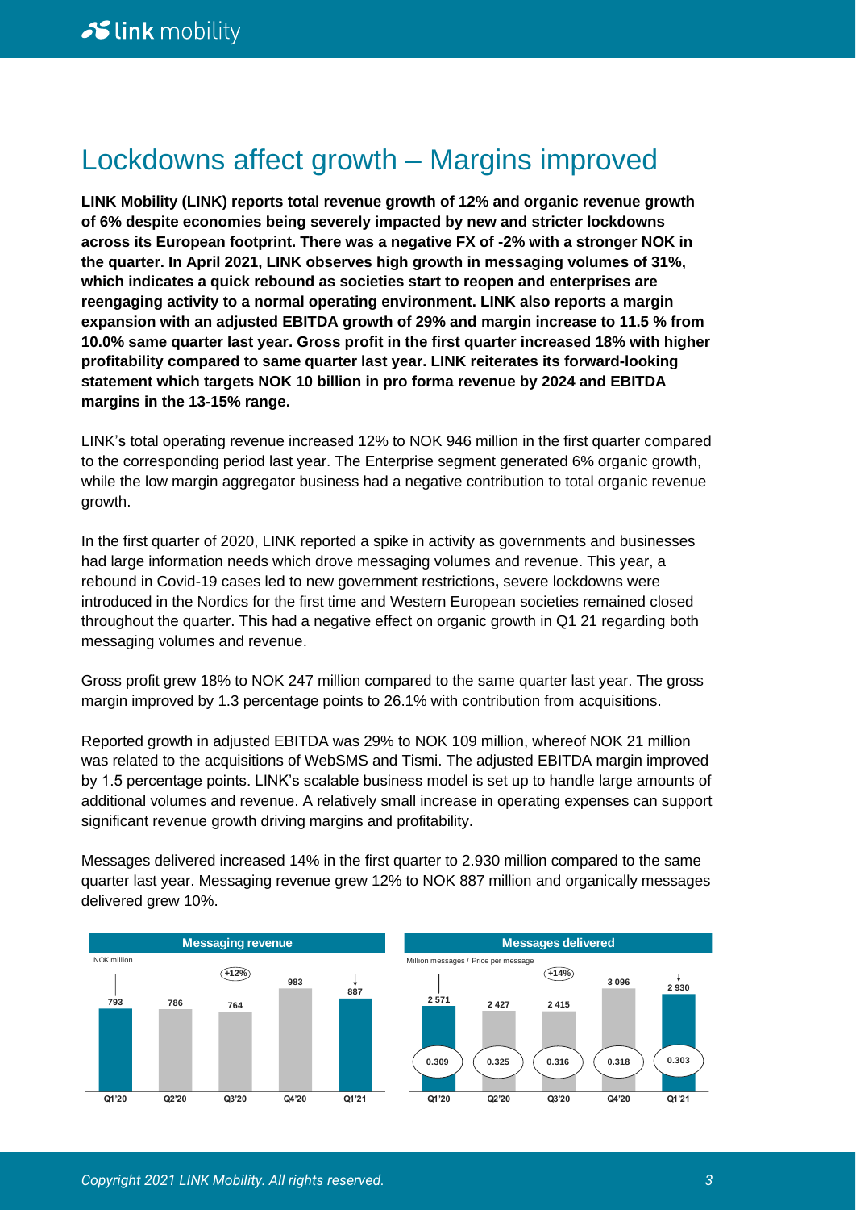# Lockdowns affect growth – Margins improved

**LINK Mobility (LINK) reports total revenue growth of 12% and organic revenue growth of 6% despite economies being severely impacted by new and stricter lockdowns across its European footprint. There was a negative FX of -2% with a stronger NOK in the quarter. In April 2021, LINK observes high growth in messaging volumes of 31%, which indicates a quick rebound as societies start to reopen and enterprises are reengaging activity to a normal operating environment. LINK also reports a margin expansion with an adjusted EBITDA growth of 29% and margin increase to 11.5 % from 10.0% same quarter last year. Gross profit in the first quarter increased 18% with higher profitability compared to same quarter last year. LINK reiterates its forward-looking statement which targets NOK 10 billion in pro forma revenue by 2024 and EBITDA margins in the 13-15% range.**

LINK's total operating revenue increased 12% to NOK 946 million in the first quarter compared to the corresponding period last year. The Enterprise segment generated 6% organic growth, while the low margin aggregator business had a negative contribution to total organic revenue growth.

In the first quarter of 2020, LINK reported a spike in activity as governments and businesses had large information needs which drove messaging volumes and revenue. This year, a rebound in Covid-19 cases led to new government restrictions**,** severe lockdowns were introduced in the Nordics for the first time and Western European societies remained closed throughout the quarter. This had a negative effect on organic growth in Q1 21 regarding both messaging volumes and revenue.

Gross profit grew 18% to NOK 247 million compared to the same quarter last year. The gross margin improved by 1.3 percentage points to 26.1% with contribution from acquisitions.

Reported growth in adjusted EBITDA was 29% to NOK 109 million, whereof NOK 21 million was related to the acquisitions of WebSMS and Tismi. The adjusted EBITDA margin improved by 1.5 percentage points. LINK's scalable business model is set up to handle large amounts of additional volumes and revenue. A relatively small increase in operating expenses can support significant revenue growth driving margins and profitability.

Messages delivered increased 14% in the first quarter to 2.930 million compared to the same quarter last year. Messaging revenue grew 12% to NOK 887 million and organically messages delivered grew 10%.

**Messaging revenue**

NOK million

| | Q1'20 | Q2'20 | Q3'20 | Q4'20 | Q1'21 |
|---|---|---|---|---|---|
| Messaging revenue | 793 | 786 | 764 | 983 | 887 |

Growth Q1'20 to Q1'21: +12%

**Messages delivered**

Million messages / Price per message

| | Q1'20 | Q2'20 | Q3'20 | Q4'20 | Q1'21 |
|---|---|---|---|---|---|
| Messages delivered | 2 571 | 2 427 | 2 415 | 3 096 | 2 930 |
| Price per message | 0.309 | 0.325 | 0.316 | 0.318 | 0.303 |

Growth Q1'20 to Q1'21: +14%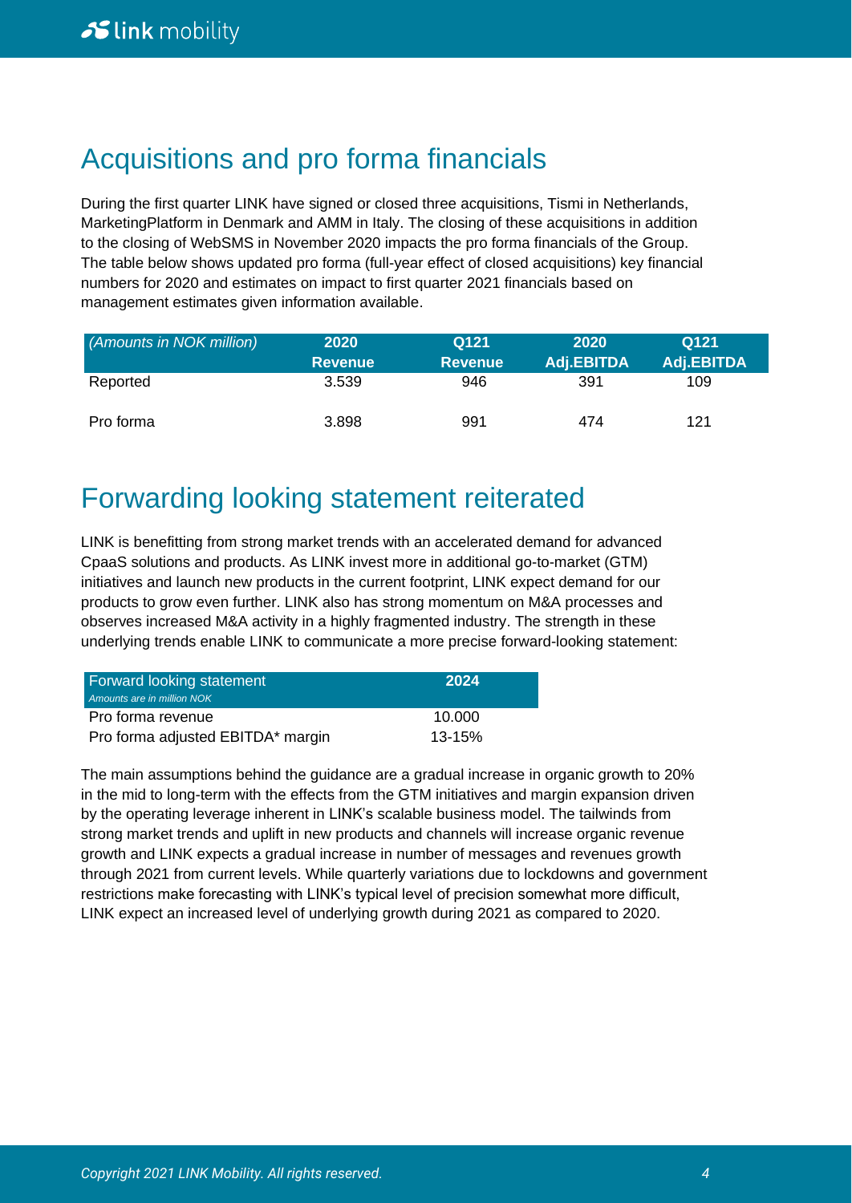# Acquisitions and pro forma financials

During the first quarter LINK have signed or closed three acquisitions, Tismi in Netherlands, MarketingPlatform in Denmark and AMM in Italy. The closing of these acquisitions in addition to the closing of WebSMS in November 2020 impacts the pro forma financials of the Group. The table below shows updated pro forma (full-year effect of closed acquisitions) key financial numbers for 2020 and estimates on impact to first quarter 2021 financials based on management estimates given information available.

| *(Amounts in NOK million)* | 2020 Revenue | Q121 Revenue | 2020 Adj.EBITDA | Q121 Adj.EBITDA |
|---|---|---|---|---|
| Reported | 3.539 | 946 | 391 | 109 |
| Pro forma | 3.898 | 991 | 474 | 121 |

# Forwarding looking statement reiterated

LINK is benefitting from strong market trends with an accelerated demand for advanced CpaaS solutions and products. As LINK invest more in additional go-to-market (GTM) initiatives and launch new products in the current footprint, LINK expect demand for our products to grow even further. LINK also has strong momentum on M&A processes and observes increased M&A activity in a highly fragmented industry. The strength in these underlying trends enable LINK to communicate a more precise forward-looking statement:

| Forward looking statement *Amounts are in million NOK* | 2024 |
|---|---|
| Pro forma revenue | 10.000 |
| Pro forma adjusted EBITDA* margin | 13-15% |

The main assumptions behind the guidance are a gradual increase in organic growth to 20% in the mid to long-term with the effects from the GTM initiatives and margin expansion driven by the operating leverage inherent in LINK's scalable business model. The tailwinds from strong market trends and uplift in new products and channels will increase organic revenue growth and LINK expects a gradual increase in number of messages and revenues growth through 2021 from current levels. While quarterly variations due to lockdowns and government restrictions make forecasting with LINK's typical level of precision somewhat more difficult, LINK expect an increased level of underlying growth during 2021 as compared to 2020.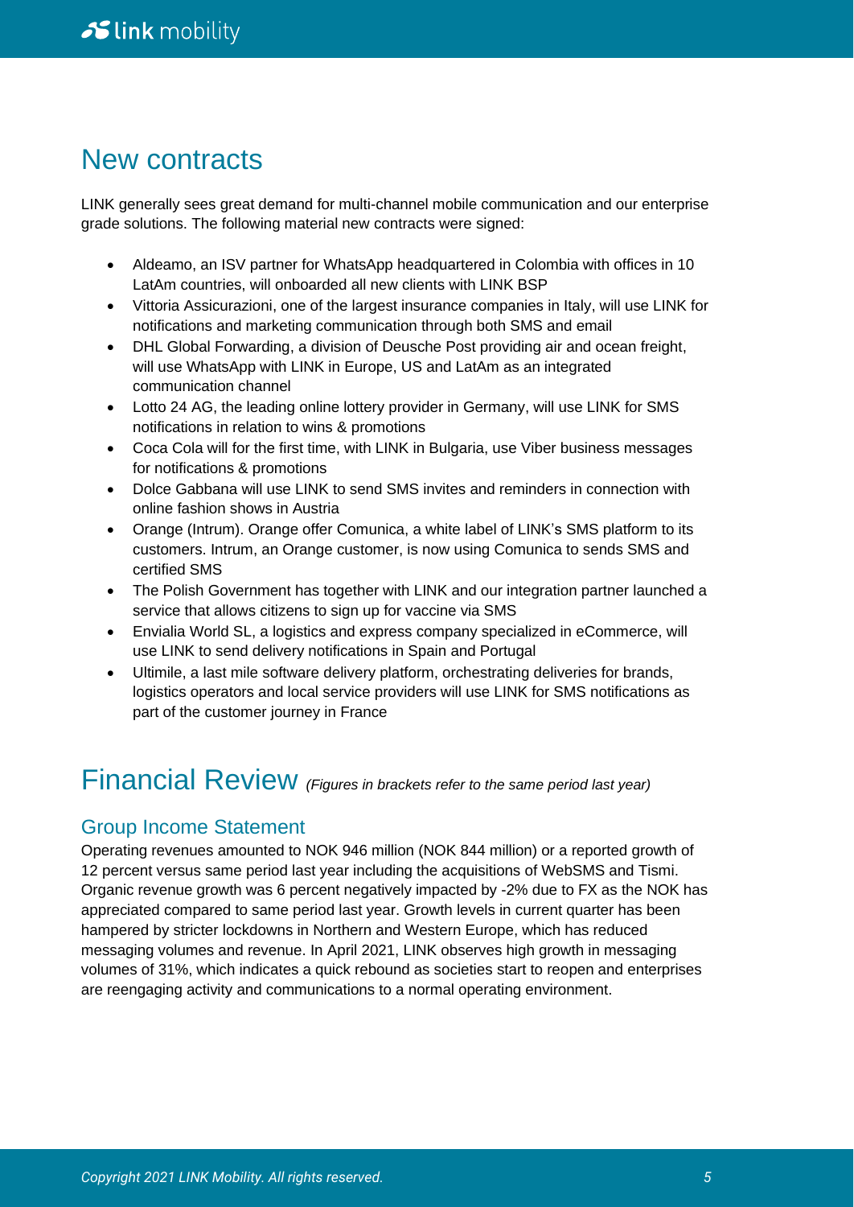# New contracts

LINK generally sees great demand for multi-channel mobile communication and our enterprise grade solutions. The following material new contracts were signed:

- Aldeamo, an ISV partner for WhatsApp headquartered in Colombia with offices in 10 LatAm countries, will onboarded all new clients with LINK BSP
- Vittoria Assicurazioni, one of the largest insurance companies in Italy, will use LINK for notifications and marketing communication through both SMS and email
- DHL Global Forwarding, a division of Deusche Post providing air and ocean freight, will use WhatsApp with LINK in Europe, US and LatAm as an integrated communication channel
- Lotto 24 AG, the leading online lottery provider in Germany, will use LINK for SMS notifications in relation to wins & promotions
- Coca Cola will for the first time, with LINK in Bulgaria, use Viber business messages for notifications & promotions
- Dolce Gabbana will use LINK to send SMS invites and reminders in connection with online fashion shows in Austria
- Orange (Intrum). Orange offer Comunica, a white label of LINK's SMS platform to its customers. Intrum, an Orange customer, is now using Comunica to sends SMS and certified SMS
- The Polish Government has together with LINK and our integration partner launched a service that allows citizens to sign up for vaccine via SMS
- Envialia World SL, a logistics and express company specialized in eCommerce, will use LINK to send delivery notifications in Spain and Portugal
- Ultimile, a last mile software delivery platform, orchestrating deliveries for brands, logistics operators and local service providers will use LINK for SMS notifications as part of the customer journey in France

# Financial Review *(Figures in brackets refer to the same period last year)*

## Group Income Statement

Operating revenues amounted to NOK 946 million (NOK 844 million) or a reported growth of 12 percent versus same period last year including the acquisitions of WebSMS and Tismi. Organic revenue growth was 6 percent negatively impacted by -2% due to FX as the NOK has appreciated compared to same period last year. Growth levels in current quarter has been hampered by stricter lockdowns in Northern and Western Europe, which has reduced messaging volumes and revenue. In April 2021, LINK observes high growth in messaging volumes of 31%, which indicates a quick rebound as societies start to reopen and enterprises are reengaging activity and communications to a normal operating environment.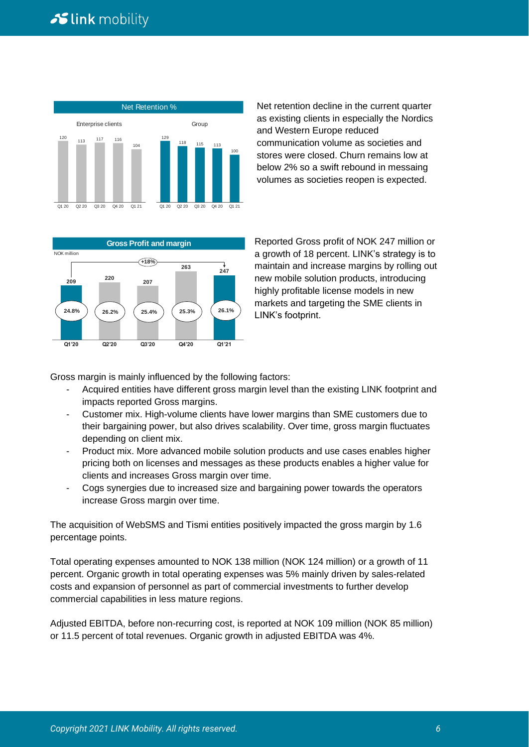**Net Retention %**

| | Q1 20 | Q2 20 | Q3 20 | Q4 20 | Q1 21 |
|---|---|---|---|---|---|
| Enterprise clients | 120 | 113 | 117 | 116 | 104 |
| Group | 129 | 118 | 115 | 113 | 100 |

Net retention decline in the current quarter as existing clients in especially the Nordics and Western Europe reduced communication volume as societies and stores were closed. Churn remains low at below 2% so a swift rebound in messaging volumes as societies reopen is expected.

**Gross Profit and margin**

NOK million

| | Q1'20 | Q2'20 | Q3'20 | Q4'20 | Q1'21 |
|---|---|---|---|---|---|
| Gross profit | 209 | 220 | 207 | 263 | 247 |
| Margin | 24.8% | 26.2% | 25.4% | 25.3% | 26.1% |

+18% (Q1'20 to Q1'21)

Reported Gross profit of NOK 247 million or a growth of 18 percent. LINK's strategy is to maintain and increase margins by rolling out new mobile solution products, introducing highly profitable license models in new markets and targeting the SME clients in LINK's footprint.

Gross margin is mainly influenced by the following factors:

- Acquired entities have different gross margin level than the existing LINK footprint and impacts reported Gross margins.
- Customer mix. High-volume clients have lower margins than SME customers due to their bargaining power, but also drives scalability. Over time, gross margin fluctuates depending on client mix.
- Product mix. More advanced mobile solution products and use cases enables higher pricing both on licenses and messages as these products enables a higher value for clients and increases Gross margin over time.
- Cogs synergies due to increased size and bargaining power towards the operators increase Gross margin over time.

The acquisition of WebSMS and Tismi entities positively impacted the gross margin by 1.6 percentage points.

Total operating expenses amounted to NOK 138 million (NOK 124 million) or a growth of 11 percent. Organic growth in total operating expenses was 5% mainly driven by sales-related costs and expansion of personnel as part of commercial investments to further develop commercial capabilities in less mature regions.

Adjusted EBITDA, before non-recurring cost, is reported at NOK 109 million (NOK 85 million) or 11.5 percent of total revenues. Organic growth in adjusted EBITDA was 4%.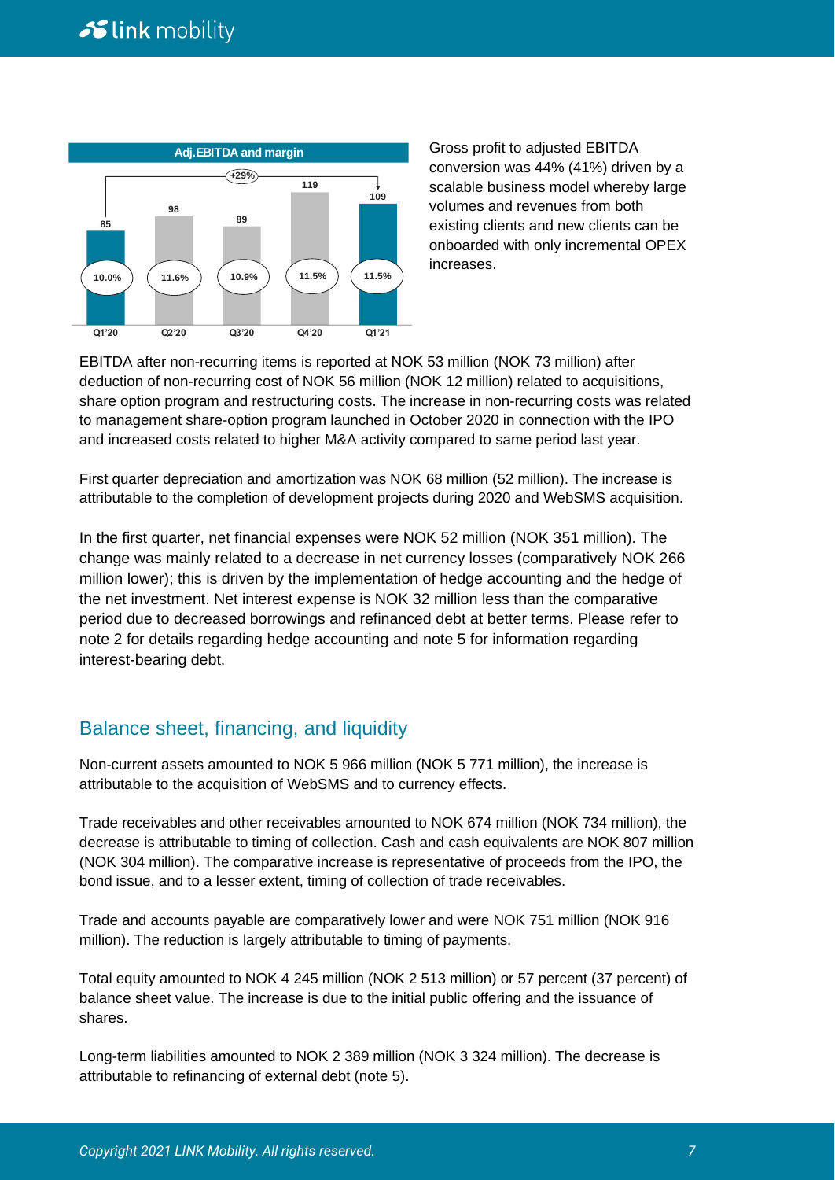**Adj.EBITDA and margin**

| | Q1'20 | Q2'20 | Q3'20 | Q4'20 | Q1'21 |
|---|---|---|---|---|---|
| Adj. EBITDA | 85 | 98 | 89 | 119 | 109 |
| Margin | 10.0% | 11.6% | 10.9% | 11.5% | 11.5% |

+29% (Q1'20 to Q1'21)

Gross profit to adjusted EBITDA conversion was 44% (41%) driven by a scalable business model whereby large volumes and revenues from both existing clients and new clients can be onboarded with only incremental OPEX increases.

EBITDA after non-recurring items is reported at NOK 53 million (NOK 73 million) after deduction of non-recurring cost of NOK 56 million (NOK 12 million) related to acquisitions, share option program and restructuring costs. The increase in non-recurring costs was related to management share-option program launched in October 2020 in connection with the IPO and increased costs related to higher M&A activity compared to same period last year.

First quarter depreciation and amortization was NOK 68 million (52 million). The increase is attributable to the completion of development projects during 2020 and WebSMS acquisition.

In the first quarter, net financial expenses were NOK 52 million (NOK 351 million). The change was mainly related to a decrease in net currency losses (comparatively NOK 266 million lower); this is driven by the implementation of hedge accounting and the hedge of the net investment. Net interest expense is NOK 32 million less than the comparative period due to decreased borrowings and refinanced debt at better terms. Please refer to note 2 for details regarding hedge accounting and note 5 for information regarding interest-bearing debt.

## Balance sheet, financing, and liquidity

Non-current assets amounted to NOK 5 966 million (NOK 5 771 million), the increase is attributable to the acquisition of WebSMS and to currency effects.

Trade receivables and other receivables amounted to NOK 674 million (NOK 734 million), the decrease is attributable to timing of collection. Cash and cash equivalents are NOK 807 million (NOK 304 million). The comparative increase is representative of proceeds from the IPO, the bond issue, and to a lesser extent, timing of collection of trade receivables.

Trade and accounts payable are comparatively lower and were NOK 751 million (NOK 916 million). The reduction is largely attributable to timing of payments.

Total equity amounted to NOK 4 245 million (NOK 2 513 million) or 57 percent (37 percent) of balance sheet value. The increase is due to the initial public offering and the issuance of shares.

Long-term liabilities amounted to NOK 2 389 million (NOK 3 324 million). The decrease is attributable to refinancing of external debt (note 5).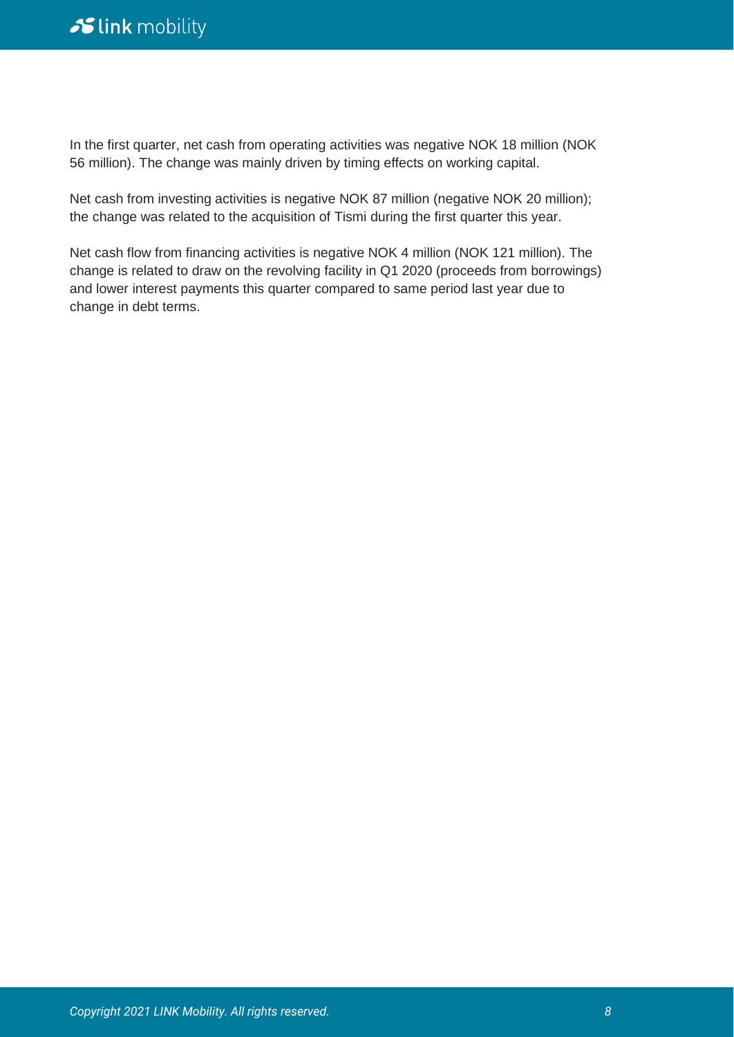In the first quarter, net cash from operating activities was negative NOK 18 million (NOK 56 million). The change was mainly driven by timing effects on working capital.

Net cash from investing activities is negative NOK 87 million (negative NOK 20 million); the change was related to the acquisition of Tismi during the first quarter this year.

Net cash flow from financing activities is negative NOK 4 million (NOK 121 million). The change is related to draw on the revolving facility in Q1 2020 (proceeds from borrowings) and lower interest payments this quarter compared to same period last year due to change in debt terms.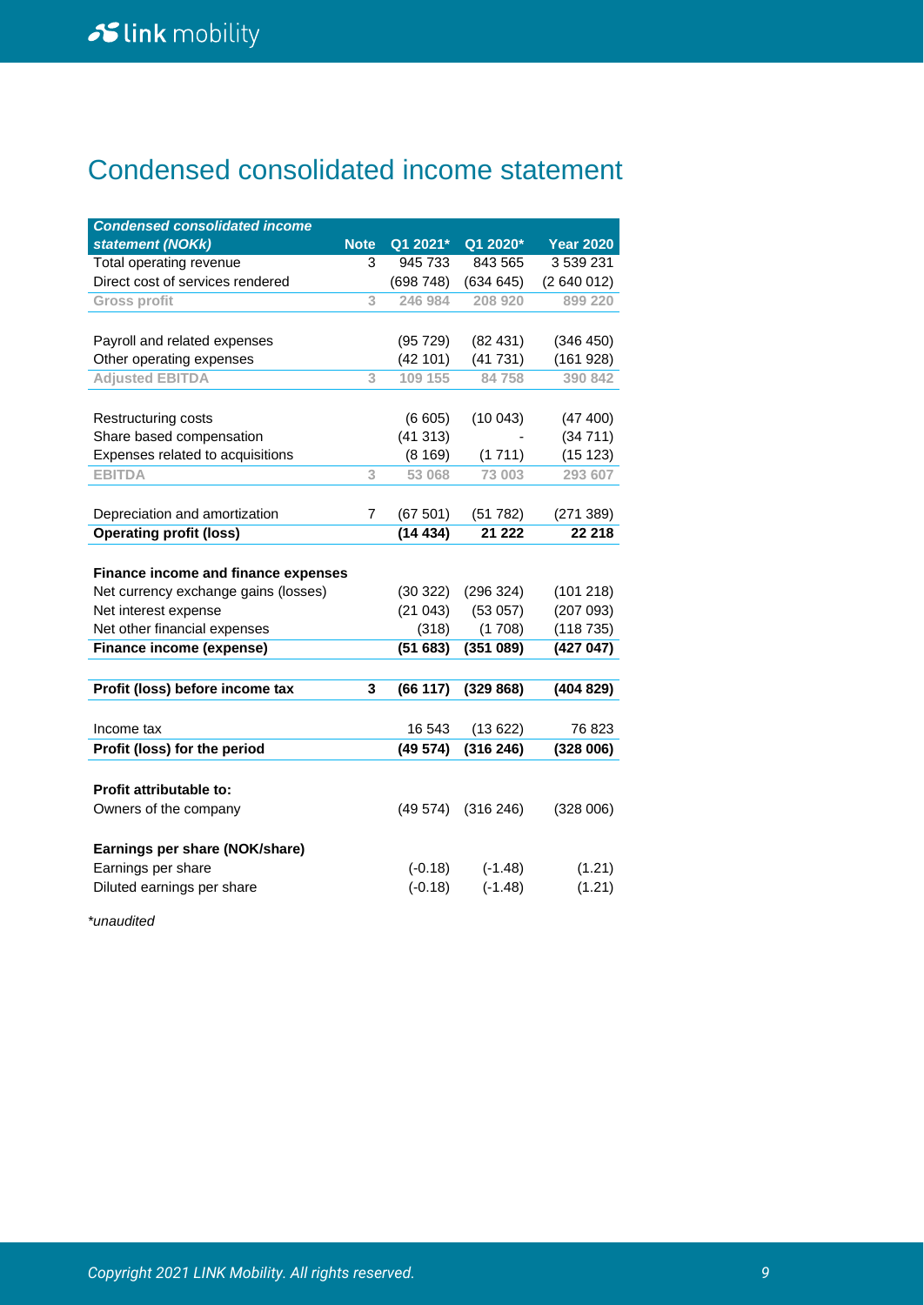# Condensed consolidated income statement

| *Condensed consolidated income statement (NOKk)* | Note | Q1 2021* | Q1 2020* | Year 2020 |
|---|---|---|---|---|
| Total operating revenue | 3 | 945 733 | 843 565 | 3 539 231 |
| Direct cost of services rendered | | (698 748) | (634 645) | (2 640 012) |
| Gross profit | 3 | 246 984 | 208 920 | 899 220 |
| | | | | |
| Payroll and related expenses | | (95 729) | (82 431) | (346 450) |
| Other operating expenses | | (42 101) | (41 731) | (161 928) |
| Adjusted EBITDA | 3 | 109 155 | 84 758 | 390 842 |
| | | | | |
| Restructuring costs | | (6 605) | (10 043) | (47 400) |
| Share based compensation | | (41 313) | - | (34 711) |
| Expenses related to acquisitions | | (8 169) | (1 711) | (15 123) |
| EBITDA | 3 | 53 068 | 73 003 | 293 607 |
| | | | | |
| Depreciation and amortization | 7 | (67 501) | (51 782) | (271 389) |
| **Operating profit (loss)** | | **(14 434)** | **21 222** | **22 218** |
| | | | | |
| **Finance income and finance expenses** | | | | |
| Net currency exchange gains (losses) | | (30 322) | (296 324) | (101 218) |
| Net interest expense | | (21 043) | (53 057) | (207 093) |
| Net other financial expenses | | (318) | (1 708) | (118 735) |
| **Finance income (expense)** | | **(51 683)** | **(351 089)** | **(427 047)** |
| | | | | |
| **Profit (loss) before income tax** | **3** | **(66 117)** | **(329 868)** | **(404 829)** |
| | | | | |
| Income tax | | 16 543 | (13 622) | 76 823 |
| **Profit (loss) for the period** | | **(49 574)** | **(316 246)** | **(328 006)** |
| | | | | |
| **Profit attributable to:** | | | | |
| Owners of the company | | (49 574) | (316 246) | (328 006) |
| | | | | |
| **Earnings per share (NOK/share)** | | | | |
| Earnings per share | | (-0.18) | (-1.48) | (1.21) |
| Diluted earnings per share | | (-0.18) | (-1.48) | (1.21) |

*unaudited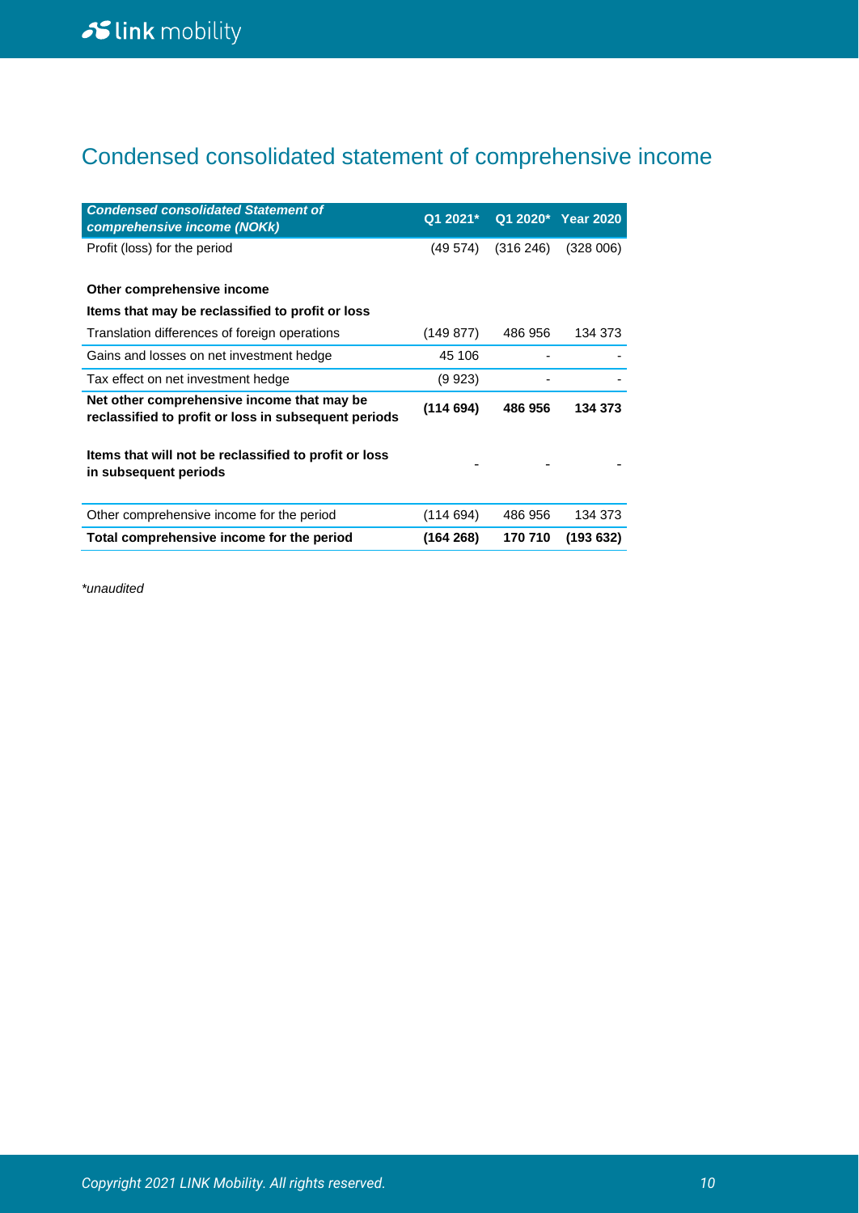# Condensed consolidated statement of comprehensive income

| *Condensed consolidated Statement of comprehensive income (NOKk)* | Q1 2021* | Q1 2020* | Year 2020 |
|---|---|---|---|
| Profit (loss) for the period | (49 574) | (316 246) | (328 006) |
| | | | |
| **Other comprehensive income** | | | |
| **Items that may be reclassified to profit or loss** | | | |
| Translation differences of foreign operations | (149 877) | 486 956 | 134 373 |
| Gains and losses on net investment hedge | 45 106 | - | - |
| Tax effect on net investment hedge | (9 923) | - | - |
| **Net other comprehensive income that may be reclassified to profit or loss in subsequent periods** | **(114 694)** | **486 956** | **134 373** |
| | | | |
| **Items that will not be reclassified to profit or loss in subsequent periods** | - | - | - |
| | | | |
| Other comprehensive income for the period | (114 694) | 486 956 | 134 373 |
| **Total comprehensive income for the period** | **(164 268)** | **170 710** | **(193 632)** |

*unaudited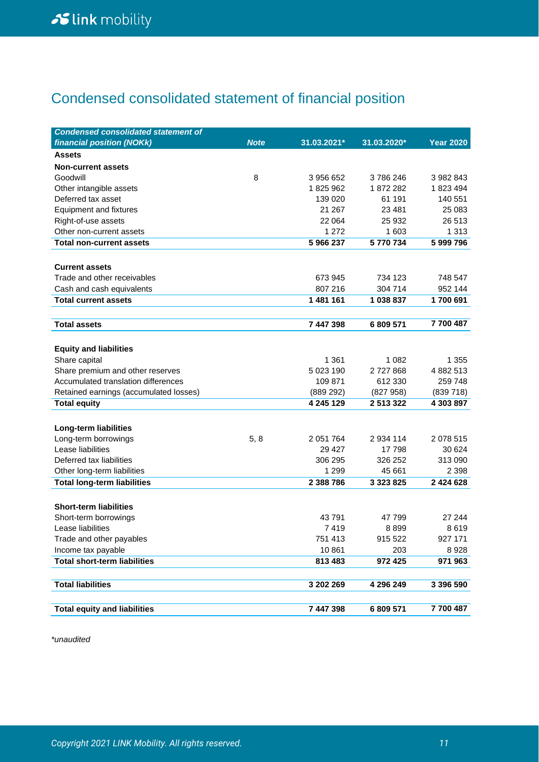# Condensed consolidated statement of financial position

| *Condensed consolidated statement of financial position (NOKk)* | *Note* | 31.03.2021* | 31.03.2020* | Year 2020 |
|---|---|---|---|---|
| **Assets** | | | | |
| **Non-current assets** | | | | |
| Goodwill | 8 | 3 956 652 | 3 786 246 | 3 982 843 |
| Other intangible assets | | 1 825 962 | 1 872 282 | 1 823 494 |
| Deferred tax asset | | 139 020 | 61 191 | 140 551 |
| Equipment and fixtures | | 21 267 | 23 481 | 25 083 |
| Right-of-use assets | | 22 064 | 25 932 | 26 513 |
| Other non-current assets | | 1 272 | 1 603 | 1 313 |
| **Total non-current assets** | | **5 966 237** | **5 770 734** | **5 999 796** |
| | | | | |
| **Current assets** | | | | |
| Trade and other receivables | | 673 945 | 734 123 | 748 547 |
| Cash and cash equivalents | | 807 216 | 304 714 | 952 144 |
| **Total current assets** | | **1 481 161** | **1 038 837** | **1 700 691** |
| | | | | |
| **Total assets** | | **7 447 398** | **6 809 571** | **7 700 487** |
| | | | | |
| **Equity and liabilities** | | | | |
| Share capital | | 1 361 | 1 082 | 1 355 |
| Share premium and other reserves | | 5 023 190 | 2 727 868 | 4 882 513 |
| Accumulated translation differences | | 109 871 | 612 330 | 259 748 |
| Retained earnings (accumulated losses) | | (889 292) | (827 958) | (839 718) |
| **Total equity** | | **4 245 129** | **2 513 322** | **4 303 897** |
| | | | | |
| **Long-term liabilities** | | | | |
| Long-term borrowings | 5, 8 | 2 051 764 | 2 934 114 | 2 078 515 |
| Lease liabilities | | 29 427 | 17 798 | 30 624 |
| Deferred tax liabilities | | 306 295 | 326 252 | 313 090 |
| Other long-term liabilities | | 1 299 | 45 661 | 2 398 |
| **Total long-term liabilities** | | **2 388 786** | **3 323 825** | **2 424 628** |
| | | | | |
| **Short-term liabilities** | | | | |
| Short-term borrowings | | 43 791 | 47 799 | 27 244 |
| Lease liabilities | | 7 419 | 8 899 | 8 619 |
| Trade and other payables | | 751 413 | 915 522 | 927 171 |
| Income tax payable | | 10 861 | 203 | 8 928 |
| **Total short-term liabilities** | | **813 483** | **972 425** | **971 963** |
| | | | | |
| **Total liabilities** | | **3 202 269** | **4 296 249** | **3 396 590** |
| | | | | |
| **Total equity and liabilities** | | **7 447 398** | **6 809 571** | **7 700 487** |

*\*unaudited*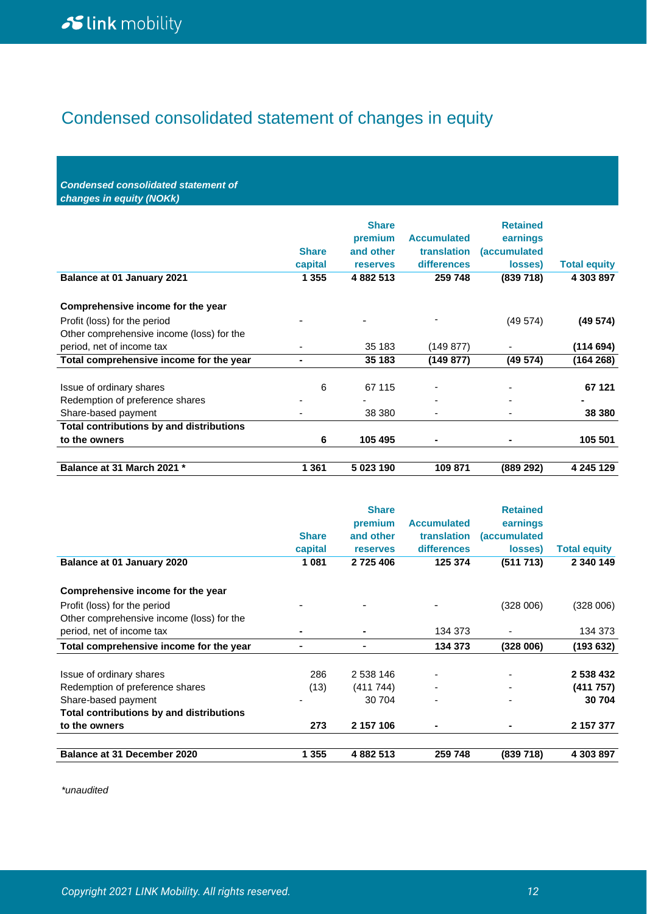# Condensed consolidated statement of changes in equity

***Condensed consolidated statement of changes in equity (NOKk)***

| | Share capital | Share premium and other reserves | Accumulated translation differences | Retained earnings (accumulated losses) | Total equity |
|---|---|---|---|---|---|
| **Balance at 01 January 2021** | **1 355** | **4 882 513** | **259 748** | **(839 718)** | **4 303 897** |
| | | | | | |
| **Comprehensive income for the year** | | | | | |
| Profit (loss) for the period | - | - | - | (49 574) | **(49 574)** |
| Other comprehensive income (loss) for the period, net of income tax | - | 35 183 | (149 877) | - | **(114 694)** |
| **Total comprehensive income for the year** | **-** | **35 183** | **(149 877)** | **(49 574)** | **(164 268)** |
| | | | | | |
| Issue of ordinary shares | 6 | 67 115 | - | - | **67 121** |
| Redemption of preference shares | - | - | - | - | **-** |
| Share-based payment | - | 38 380 | - | - | **38 380** |
| **Total contributions by and distributions to the owners** | **6** | **105 495** | **-** | **-** | **105 501** |
| | | | | | |
| **Balance at 31 March 2021 *** | **1 361** | **5 023 190** | **109 871** | **(889 292)** | **4 245 129** |

| | Share capital | Share premium and other reserves | Accumulated translation differences | Retained earnings (accumulated losses) | Total equity |
|---|---|---|---|---|---|
| **Balance at 01 January 2020** | **1 081** | **2 725 406** | **125 374** | **(511 713)** | **2 340 149** |
| | | | | | |
| **Comprehensive income for the year** | | | | | |
| Profit (loss) for the period | - | - | - | (328 006) | (328 006) |
| Other comprehensive income (loss) for the period, net of income tax | **-** | **-** | 134 373 | - | 134 373 |
| **Total comprehensive income for the year** | **-** | **-** | **134 373** | **(328 006)** | **(193 632)** |
| | | | | | |
| Issue of ordinary shares | 286 | 2 538 146 | - | - | **2 538 432** |
| Redemption of preference shares | (13) | (411 744) | - | - | **(411 757)** |
| Share-based payment | - | 30 704 | - | - | **30 704** |
| **Total contributions by and distributions to the owners** | **273** | **2 157 106** | **-** | **-** | **2 157 377** |
| | | | | | |
| **Balance at 31 December 2020** | **1 355** | **4 882 513** | **259 748** | **(839 718)** | **4 303 897** |

*\*unaudited*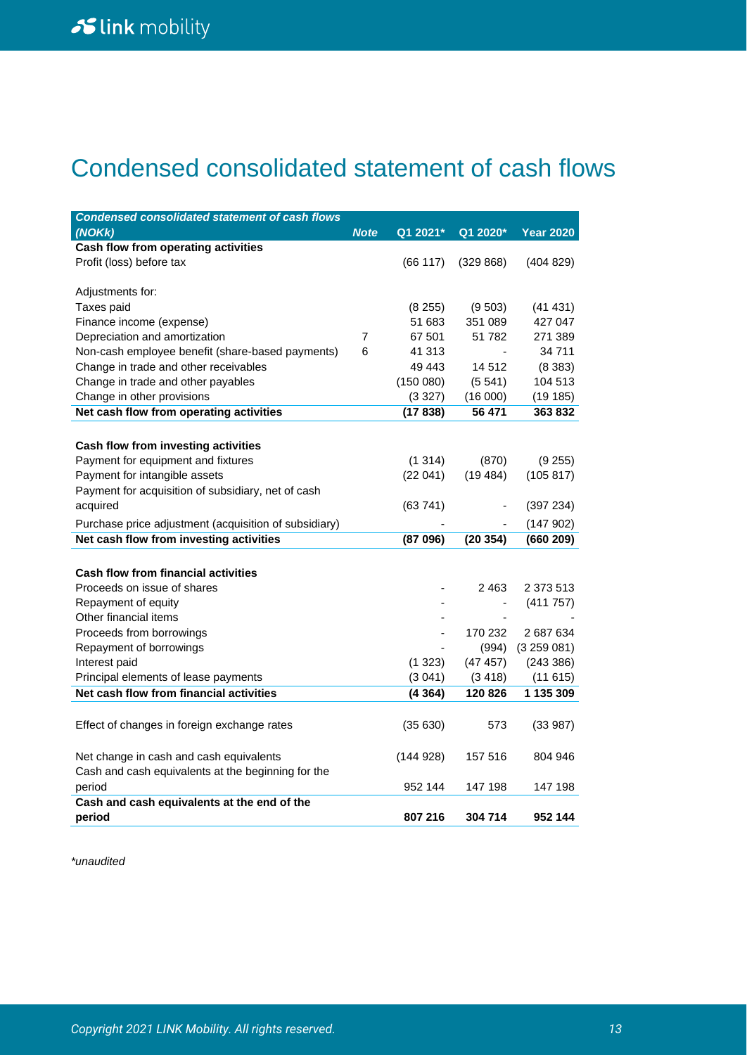# Condensed consolidated statement of cash flows

| *Condensed consolidated statement of cash flows (NOKk)* | *Note* | Q1 2021* | Q1 2020* | Year 2020 |
|---|---|---|---|---|
| **Cash flow from operating activities** | | | | |
| Profit (loss) before tax | | (66 117) | (329 868) | (404 829) |
| | | | | |
| Adjustments for: | | | | |
| Taxes paid | | (8 255) | (9 503) | (41 431) |
| Finance income (expense) | | 51 683 | 351 089 | 427 047 |
| Depreciation and amortization | 7 | 67 501 | 51 782 | 271 389 |
| Non-cash employee benefit (share-based payments) | 6 | 41 313 | - | 34 711 |
| Change in trade and other receivables | | 49 443 | 14 512 | (8 383) |
| Change in trade and other payables | | (150 080) | (5 541) | 104 513 |
| Change in other provisions | | (3 327) | (16 000) | (19 185) |
| **Net cash flow from operating activities** | | **(17 838)** | **56 471** | **363 832** |
| | | | | |
| **Cash flow from investing activities** | | | | |
| Payment for equipment and fixtures | | (1 314) | (870) | (9 255) |
| Payment for intangible assets | | (22 041) | (19 484) | (105 817) |
| Payment for acquisition of subsidiary, net of cash acquired | | (63 741) | - | (397 234) |
| Purchase price adjustment (acquisition of subsidiary) | | - | - | (147 902) |
| **Net cash flow from investing activities** | | **(87 096)** | **(20 354)** | **(660 209)** |
| | | | | |
| **Cash flow from financial activities** | | | | |
| Proceeds on issue of shares | | - | 2 463 | 2 373 513 |
| Repayment of equity | | - | - | (411 757) |
| Other financial items | | - | - | - |
| Proceeds from borrowings | | - | 170 232 | 2 687 634 |
| Repayment of borrowings | | - | (994) | (3 259 081) |
| Interest paid | | (1 323) | (47 457) | (243 386) |
| Principal elements of lease payments | | (3 041) | (3 418) | (11 615) |
| **Net cash flow from financial activities** | | **(4 364)** | **120 826** | **1 135 309** |
| | | | | |
| Effect of changes in foreign exchange rates | | (35 630) | 573 | (33 987) |
| | | | | |
| Net change in cash and cash equivalents | | (144 928) | 157 516 | 804 946 |
| Cash and cash equivalents at the beginning for the period | | 952 144 | 147 198 | 147 198 |
| **Cash and cash equivalents at the end of the period** | | **807 216** | **304 714** | **952 144** |

*unaudited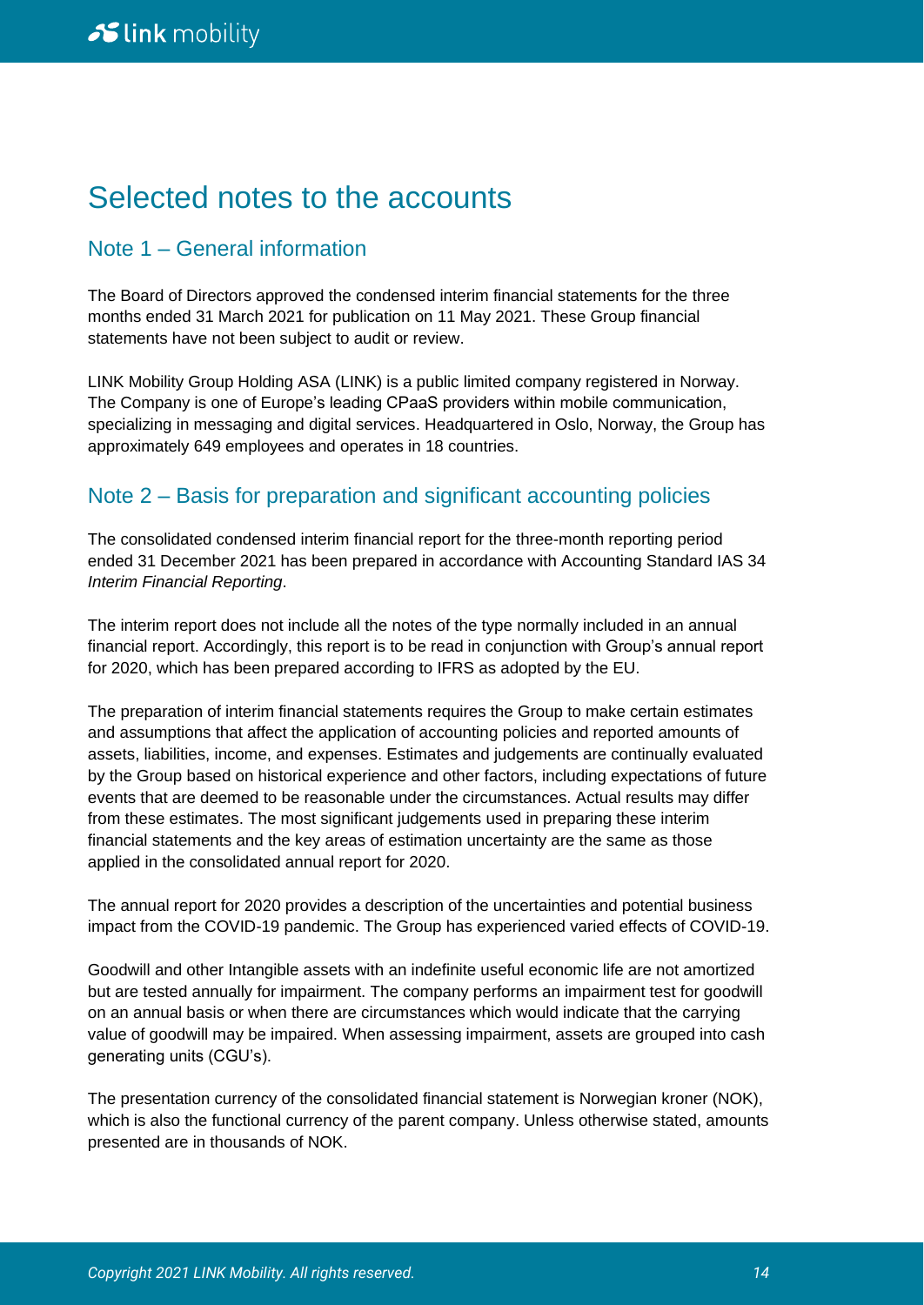# Selected notes to the accounts

## Note 1 – General information

The Board of Directors approved the condensed interim financial statements for the three months ended 31 March 2021 for publication on 11 May 2021. These Group financial statements have not been subject to audit or review.

LINK Mobility Group Holding ASA (LINK) is a public limited company registered in Norway. The Company is one of Europe's leading CPaaS providers within mobile communication, specializing in messaging and digital services. Headquartered in Oslo, Norway, the Group has approximately 649 employees and operates in 18 countries.

## Note 2 – Basis for preparation and significant accounting policies

The consolidated condensed interim financial report for the three-month reporting period ended 31 December 2021 has been prepared in accordance with Accounting Standard IAS 34 *Interim Financial Reporting*.

The interim report does not include all the notes of the type normally included in an annual financial report. Accordingly, this report is to be read in conjunction with Group's annual report for 2020, which has been prepared according to IFRS as adopted by the EU.

The preparation of interim financial statements requires the Group to make certain estimates and assumptions that affect the application of accounting policies and reported amounts of assets, liabilities, income, and expenses. Estimates and judgements are continually evaluated by the Group based on historical experience and other factors, including expectations of future events that are deemed to be reasonable under the circumstances. Actual results may differ from these estimates. The most significant judgements used in preparing these interim financial statements and the key areas of estimation uncertainty are the same as those applied in the consolidated annual report for 2020.

The annual report for 2020 provides a description of the uncertainties and potential business impact from the COVID-19 pandemic. The Group has experienced varied effects of COVID-19.

Goodwill and other Intangible assets with an indefinite useful economic life are not amortized but are tested annually for impairment. The company performs an impairment test for goodwill on an annual basis or when there are circumstances which would indicate that the carrying value of goodwill may be impaired. When assessing impairment, assets are grouped into cash generating units (CGU's).

The presentation currency of the consolidated financial statement is Norwegian kroner (NOK), which is also the functional currency of the parent company. Unless otherwise stated, amounts presented are in thousands of NOK.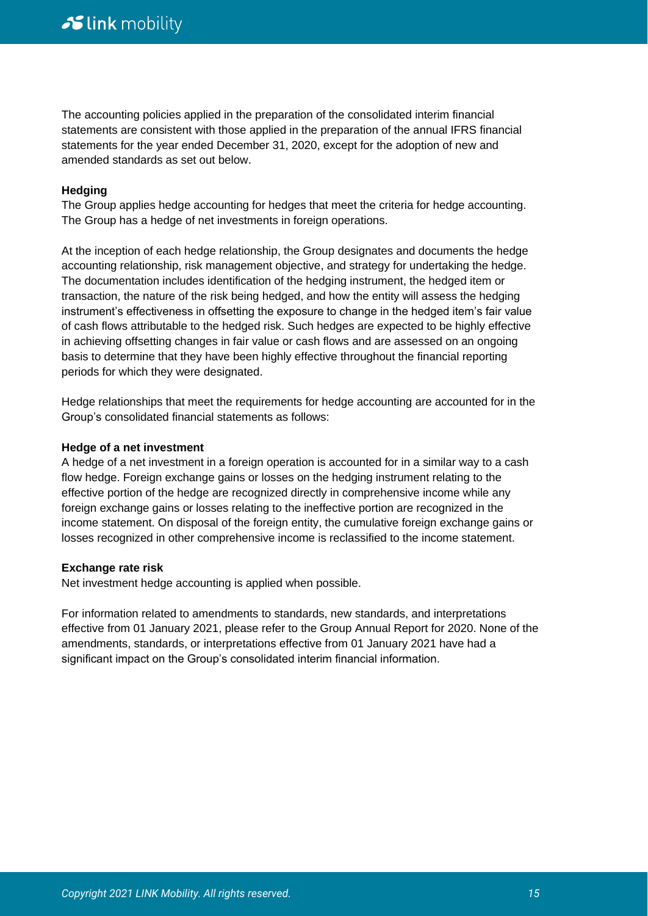The accounting policies applied in the preparation of the consolidated interim financial statements are consistent with those applied in the preparation of the annual IFRS financial statements for the year ended December 31, 2020, except for the adoption of new and amended standards as set out below.

**Hedging**

The Group applies hedge accounting for hedges that meet the criteria for hedge accounting. The Group has a hedge of net investments in foreign operations.

At the inception of each hedge relationship, the Group designates and documents the hedge accounting relationship, risk management objective, and strategy for undertaking the hedge. The documentation includes identification of the hedging instrument, the hedged item or transaction, the nature of the risk being hedged, and how the entity will assess the hedging instrument's effectiveness in offsetting the exposure to change in the hedged item's fair value of cash flows attributable to the hedged risk. Such hedges are expected to be highly effective in achieving offsetting changes in fair value or cash flows and are assessed on an ongoing basis to determine that they have been highly effective throughout the financial reporting periods for which they were designated.

Hedge relationships that meet the requirements for hedge accounting are accounted for in the Group's consolidated financial statements as follows:

**Hedge of a net investment**

A hedge of a net investment in a foreign operation is accounted for in a similar way to a cash flow hedge. Foreign exchange gains or losses on the hedging instrument relating to the effective portion of the hedge are recognized directly in comprehensive income while any foreign exchange gains or losses relating to the ineffective portion are recognized in the income statement. On disposal of the foreign entity, the cumulative foreign exchange gains or losses recognized in other comprehensive income is reclassified to the income statement.

**Exchange rate risk**

Net investment hedge accounting is applied when possible.

For information related to amendments to standards, new standards, and interpretations effective from 01 January 2021, please refer to the Group Annual Report for 2020. None of the amendments, standards, or interpretations effective from 01 January 2021 have had a significant impact on the Group's consolidated interim financial information.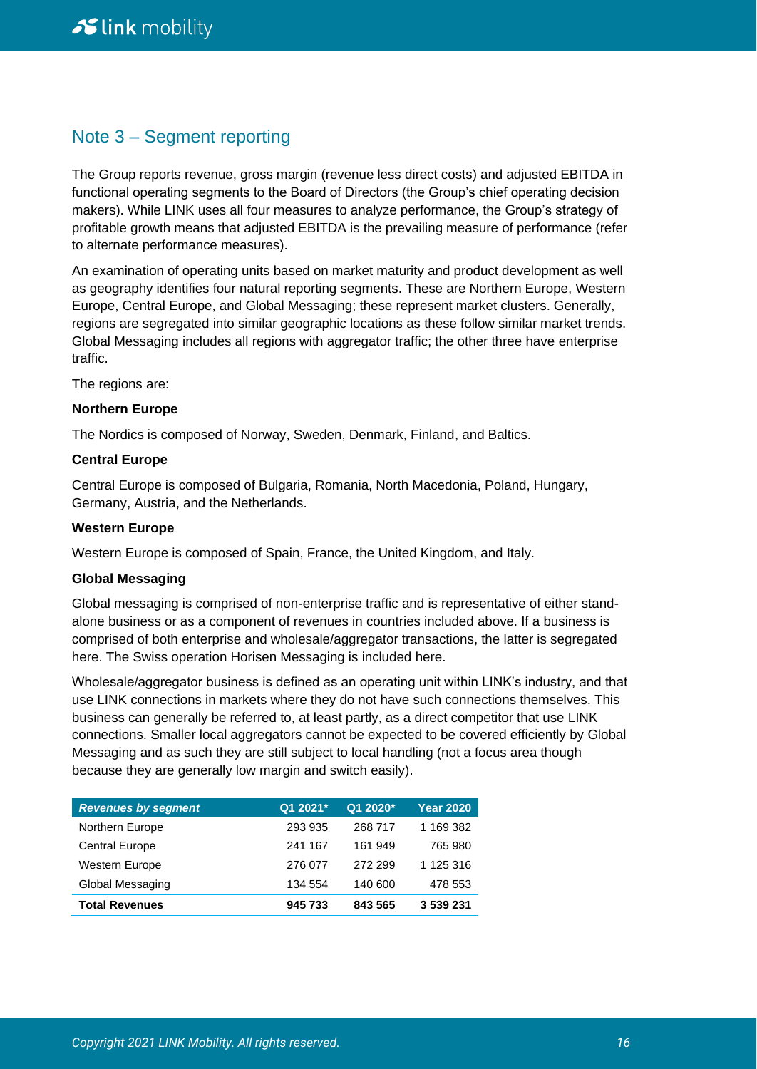## Note 3 – Segment reporting

The Group reports revenue, gross margin (revenue less direct costs) and adjusted EBITDA in functional operating segments to the Board of Directors (the Group's chief operating decision makers). While LINK uses all four measures to analyze performance, the Group's strategy of profitable growth means that adjusted EBITDA is the prevailing measure of performance (refer to alternate performance measures).

An examination of operating units based on market maturity and product development as well as geography identifies four natural reporting segments. These are Northern Europe, Western Europe, Central Europe, and Global Messaging; these represent market clusters. Generally, regions are segregated into similar geographic locations as these follow similar market trends. Global Messaging includes all regions with aggregator traffic; the other three have enterprise traffic.

The regions are:

**Northern Europe**

The Nordics is composed of Norway, Sweden, Denmark, Finland, and Baltics.

**Central Europe**

Central Europe is composed of Bulgaria, Romania, North Macedonia, Poland, Hungary, Germany, Austria, and the Netherlands.

**Western Europe**

Western Europe is composed of Spain, France, the United Kingdom, and Italy.

**Global Messaging**

Global messaging is comprised of non-enterprise traffic and is representative of either stand-alone business or as a component of revenues in countries included above. If a business is comprised of both enterprise and wholesale/aggregator transactions, the latter is segregated here. The Swiss operation Horisen Messaging is included here.

Wholesale/aggregator business is defined as an operating unit within LINK's industry, and that use LINK connections in markets where they do not have such connections themselves. This business can generally be referred to, at least partly, as a direct competitor that use LINK connections. Smaller local aggregators cannot be expected to be covered efficiently by Global Messaging and as such they are still subject to local handling (not a focus area though because they are generally low margin and switch easily).

| *Revenues by segment* | Q1 2021* | Q1 2020* | Year 2020 |
|---|---|---|---|
| Northern Europe | 293 935 | 268 717 | 1 169 382 |
| Central Europe | 241 167 | 161 949 | 765 980 |
| Western Europe | 276 077 | 272 299 | 1 125 316 |
| Global Messaging | 134 554 | 140 600 | 478 553 |
| **Total Revenues** | **945 733** | **843 565** | **3 539 231** |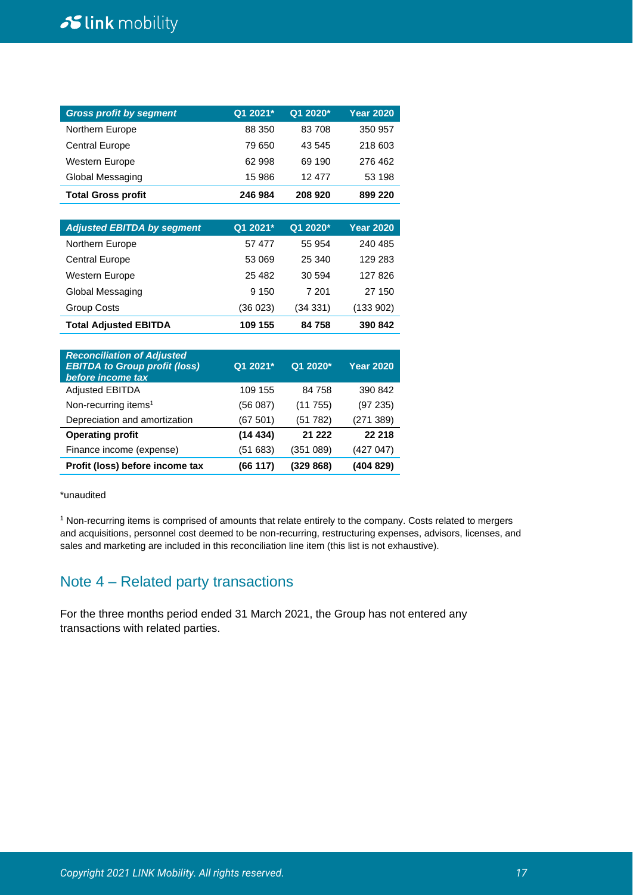| *Gross profit by segment* | Q1 2021* | Q1 2020* | Year 2020 |
|---|---|---|---|
| Northern Europe | 88 350 | 83 708 | 350 957 |
| Central Europe | 79 650 | 43 545 | 218 603 |
| Western Europe | 62 998 | 69 190 | 276 462 |
| Global Messaging | 15 986 | 12 477 | 53 198 |
| **Total Gross profit** | **246 984** | **208 920** | **899 220** |

| *Adjusted EBITDA by segment* | Q1 2021* | Q1 2020* | Year 2020 |
|---|---|---|---|
| Northern Europe | 57 477 | 55 954 | 240 485 |
| Central Europe | 53 069 | 25 340 | 129 283 |
| Western Europe | 25 482 | 30 594 | 127 826 |
| Global Messaging | 9 150 | 7 201 | 27 150 |
| Group Costs | (36 023) | (34 331) | (133 902) |
| **Total Adjusted EBITDA** | **109 155** | **84 758** | **390 842** |

| *Reconciliation of Adjusted EBITDA to Group profit (loss) before income tax* | Q1 2021* | Q1 2020* | Year 2020 |
|---|---|---|---|
| Adjusted EBITDA | 109 155 | 84 758 | 390 842 |
| Non-recurring items[1] | (56 087) | (11 755) | (97 235) |
| Depreciation and amortization | (67 501) | (51 782) | (271 389) |
| **Operating profit** | **(14 434)** | **21 222** | **22 218** |
| Finance income (expense) | (51 683) | (351 089) | (427 047) |
| **Profit (loss) before income tax** | **(66 117)** | **(329 868)** | **(404 829)** |

*unaudited

[1] Non-recurring items is comprised of amounts that relate entirely to the company. Costs related to mergers and acquisitions, personnel cost deemed to be non-recurring, restructuring expenses, advisors, licenses, and sales and marketing are included in this reconciliation line item (this list is not exhaustive).

## Note 4 – Related party transactions

For the three months period ended 31 March 2021, the Group has not entered any transactions with related parties.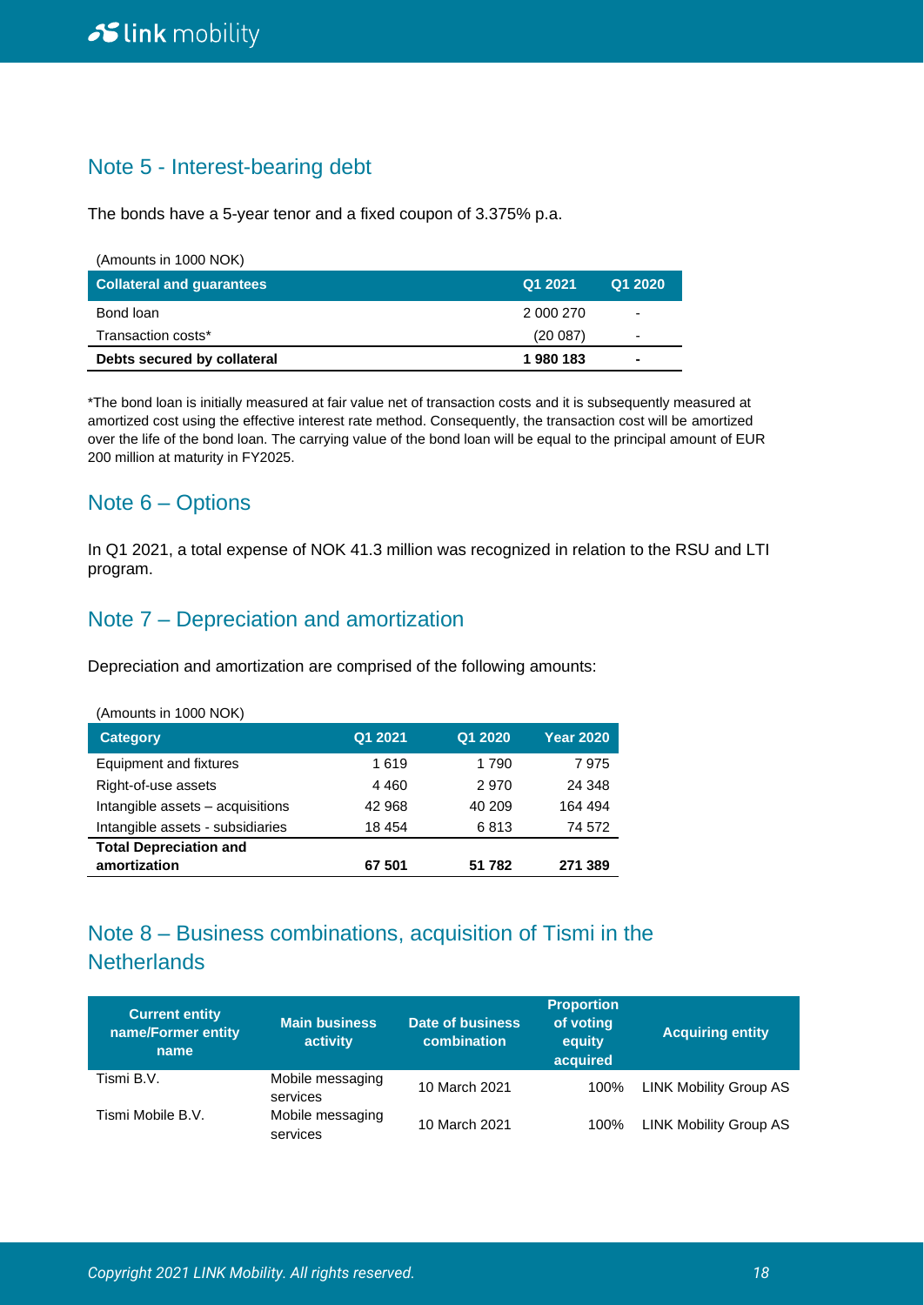## Note 5 - Interest-bearing debt

The bonds have a 5-year tenor and a fixed coupon of 3.375% p.a.

(Amounts in 1000 NOK)

| Collateral and guarantees | Q1 2021 | Q1 2020 |
|---|---|---|
| Bond loan | 2 000 270 | - |
| Transaction costs* | (20 087) | - |
| **Debts secured by collateral** | **1 980 183** | **-** |

*The bond loan is initially measured at fair value net of transaction costs and it is subsequently measured at amortized cost using the effective interest rate method. Consequently, the transaction cost will be amortized over the life of the bond loan. The carrying value of the bond loan will be equal to the principal amount of EUR 200 million at maturity in FY2025.

## Note 6 – Options

In Q1 2021, a total expense of NOK 41.3 million was recognized in relation to the RSU and LTI program.

## Note 7 – Depreciation and amortization

Depreciation and amortization are comprised of the following amounts:

(Amounts in 1000 NOK)

| Category | Q1 2021 | Q1 2020 | Year 2020 |
|---|---|---|---|
| Equipment and fixtures | 1 619 | 1 790 | 7 975 |
| Right-of-use assets | 4 460 | 2 970 | 24 348 |
| Intangible assets – acquisitions | 42 968 | 40 209 | 164 494 |
| Intangible assets - subsidiaries | 18 454 | 6 813 | 74 572 |
| **Total Depreciation and amortization** | **67 501** | **51 782** | **271 389** |

## Note 8 – Business combinations, acquisition of Tismi in the Netherlands

| Current entity name/Former entity name | Main business activity | Date of business combination | Proportion of voting equity acquired | Acquiring entity |
|---|---|---|---|---|
| Tismi B.V. | Mobile messaging services | 10 March 2021 | 100% | LINK Mobility Group AS |
| Tismi Mobile B.V. | Mobile messaging services | 10 March 2021 | 100% | LINK Mobility Group AS |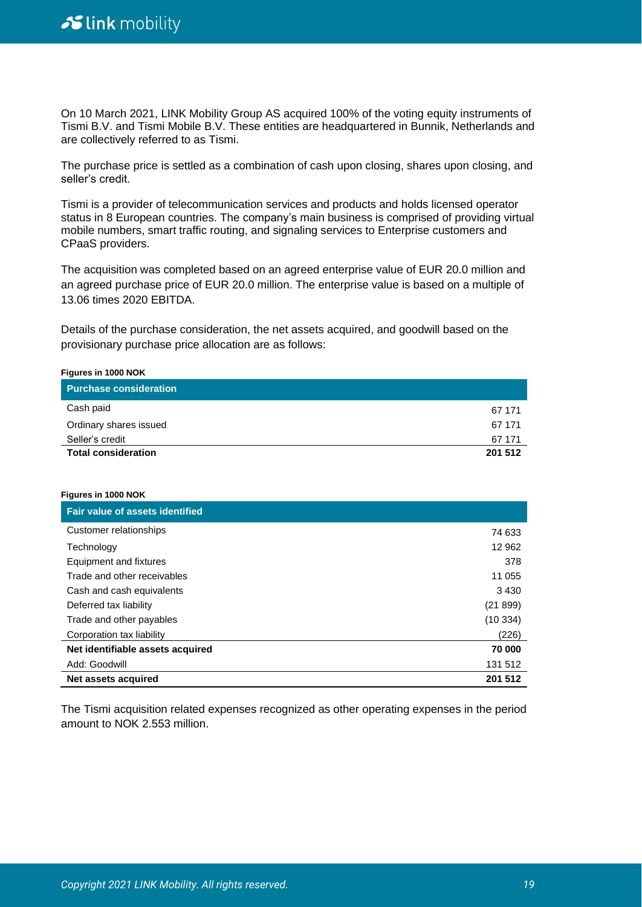On 10 March 2021, LINK Mobility Group AS acquired 100% of the voting equity instruments of Tismi B.V. and Tismi Mobile B.V. These entities are headquartered in Bunnik, Netherlands and are collectively referred to as Tismi.

The purchase price is settled as a combination of cash upon closing, shares upon closing, and seller's credit.

Tismi is a provider of telecommunication services and products and holds licensed operator status in 8 European countries. The company's main business is comprised of providing virtual mobile numbers, smart traffic routing, and signaling services to Enterprise customers and CPaaS providers.

The acquisition was completed based on an agreed enterprise value of EUR 20.0 million and an agreed purchase price of EUR 20.0 million. The enterprise value is based on a multiple of 13.06 times 2020 EBITDA.

Details of the purchase consideration, the net assets acquired, and goodwill based on the provisionary purchase price allocation are as follows:

**Figures in 1000 NOK**

| Purchase consideration | |
|---|---|
| Cash paid | 67 171 |
| Ordinary shares issued | 67 171 |
| Seller's credit | 67 171 |
| **Total consideration** | **201 512** |

**Figures in 1000 NOK**

| Fair value of assets identified | |
|---|---|
| Customer relationships | 74 633 |
| Technology | 12 962 |
| Equipment and fixtures | 378 |
| Trade and other receivables | 11 055 |
| Cash and cash equivalents | 3 430 |
| Deferred tax liability | (21 899) |
| Trade and other payables | (10 334) |
| Corporation tax liability | (226) |
| **Net identifiable assets acquired** | **70 000** |
| Add: Goodwill | 131 512 |
| **Net assets acquired** | **201 512** |

The Tismi acquisition related expenses recognized as other operating expenses in the period amount to NOK 2.553 million.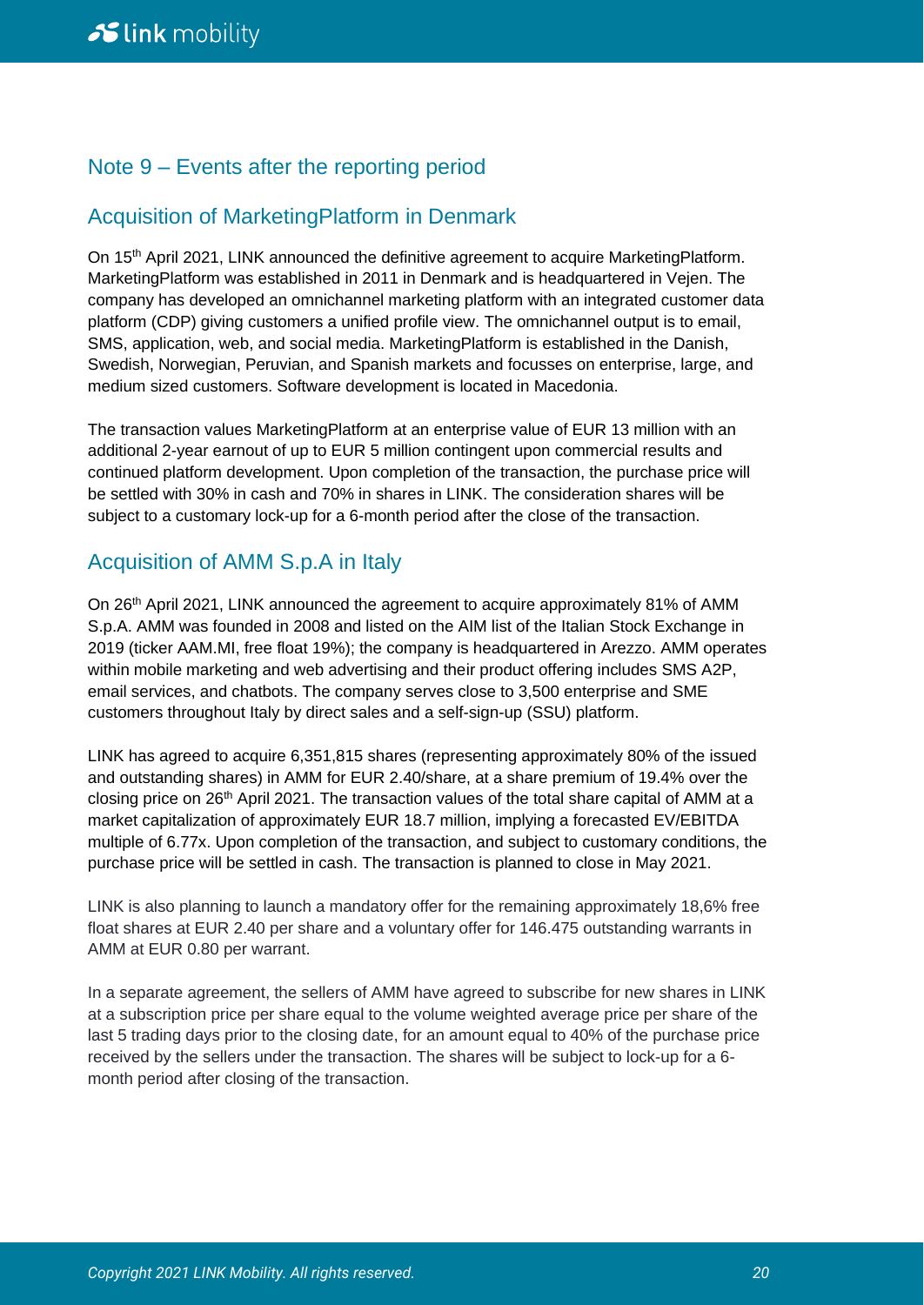## Note 9 – Events after the reporting period

### Acquisition of MarketingPlatform in Denmark

On 15th April 2021, LINK announced the definitive agreement to acquire MarketingPlatform. MarketingPlatform was established in 2011 in Denmark and is headquartered in Vejen. The company has developed an omnichannel marketing platform with an integrated customer data platform (CDP) giving customers a unified profile view. The omnichannel output is to email, SMS, application, web, and social media. MarketingPlatform is established in the Danish, Swedish, Norwegian, Peruvian, and Spanish markets and focusses on enterprise, large, and medium sized customers. Software development is located in Macedonia.

The transaction values MarketingPlatform at an enterprise value of EUR 13 million with an additional 2-year earnout of up to EUR 5 million contingent upon commercial results and continued platform development. Upon completion of the transaction, the purchase price will be settled with 30% in cash and 70% in shares in LINK. The consideration shares will be subject to a customary lock-up for a 6-month period after the close of the transaction.

### Acquisition of AMM S.p.A in Italy

On 26th April 2021, LINK announced the agreement to acquire approximately 81% of AMM S.p.A. AMM was founded in 2008 and listed on the AIM list of the Italian Stock Exchange in 2019 (ticker AAM.MI, free float 19%); the company is headquartered in Arezzo. AMM operates within mobile marketing and web advertising and their product offering includes SMS A2P, email services, and chatbots. The company serves close to 3,500 enterprise and SME customers throughout Italy by direct sales and a self-sign-up (SSU) platform.

LINK has agreed to acquire 6,351,815 shares (representing approximately 80% of the issued and outstanding shares) in AMM for EUR 2.40/share, at a share premium of 19.4% over the closing price on 26th April 2021. The transaction values of the total share capital of AMM at a market capitalization of approximately EUR 18.7 million, implying a forecasted EV/EBITDA multiple of 6.77x. Upon completion of the transaction, and subject to customary conditions, the purchase price will be settled in cash. The transaction is planned to close in May 2021.

LINK is also planning to launch a mandatory offer for the remaining approximately 18,6% free float shares at EUR 2.40 per share and a voluntary offer for 146.475 outstanding warrants in AMM at EUR 0.80 per warrant.

In a separate agreement, the sellers of AMM have agreed to subscribe for new shares in LINK at a subscription price per share equal to the volume weighted average price per share of the last 5 trading days prior to the closing date, for an amount equal to 40% of the purchase price received by the sellers under the transaction. The shares will be subject to lock-up for a 6-month period after closing of the transaction.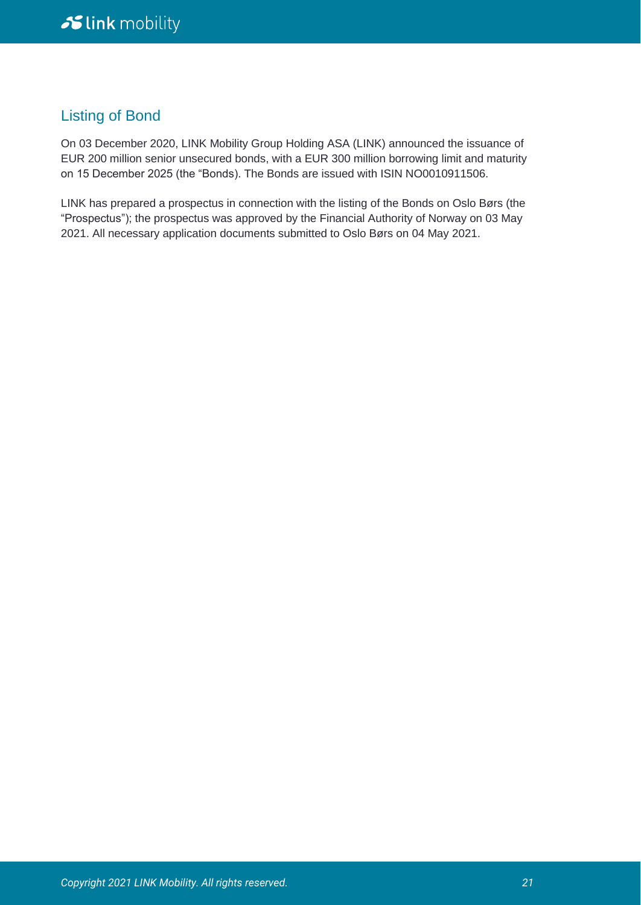## Listing of Bond

On 03 December 2020, LINK Mobility Group Holding ASA (LINK) announced the issuance of EUR 200 million senior unsecured bonds, with a EUR 300 million borrowing limit and maturity on 15 December 2025 (the "Bonds). The Bonds are issued with ISIN NO0010911506.

LINK has prepared a prospectus in connection with the listing of the Bonds on Oslo Børs (the "Prospectus"); the prospectus was approved by the Financial Authority of Norway on 03 May 2021. All necessary application documents submitted to Oslo Børs on 04 May 2021.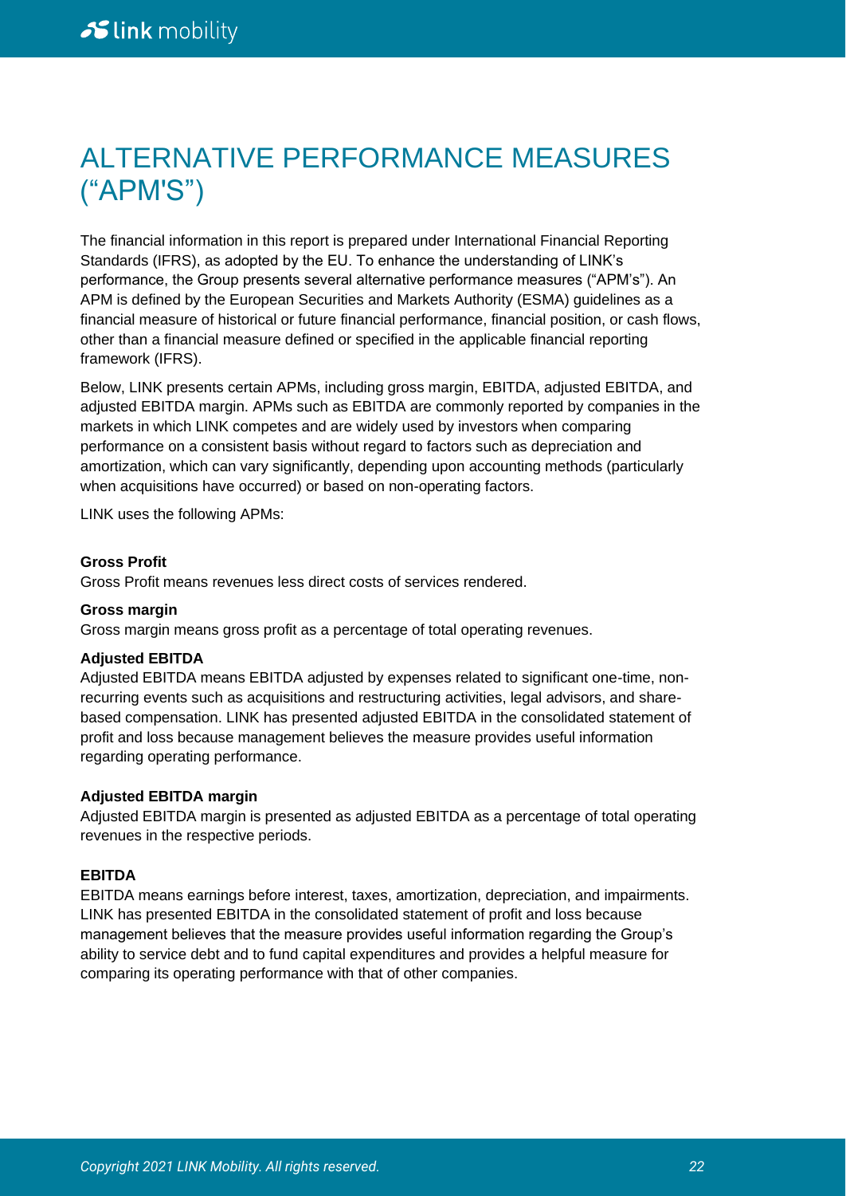# ALTERNATIVE PERFORMANCE MEASURES (“APM'S”)

The financial information in this report is prepared under International Financial Reporting Standards (IFRS), as adopted by the EU. To enhance the understanding of LINK’s performance, the Group presents several alternative performance measures (“APM’s”). An APM is defined by the European Securities and Markets Authority (ESMA) guidelines as a financial measure of historical or future financial performance, financial position, or cash flows, other than a financial measure defined or specified in the applicable financial reporting framework (IFRS).

Below, LINK presents certain APMs, including gross margin, EBITDA, adjusted EBITDA, and adjusted EBITDA margin. APMs such as EBITDA are commonly reported by companies in the markets in which LINK competes and are widely used by investors when comparing performance on a consistent basis without regard to factors such as depreciation and amortization, which can vary significantly, depending upon accounting methods (particularly when acquisitions have occurred) or based on non-operating factors.

LINK uses the following APMs:

**Gross Profit**
Gross Profit means revenues less direct costs of services rendered.

**Gross margin**
Gross margin means gross profit as a percentage of total operating revenues.

**Adjusted EBITDA**
Adjusted EBITDA means EBITDA adjusted by expenses related to significant one-time, non-recurring events such as acquisitions and restructuring activities, legal advisors, and share-based compensation. LINK has presented adjusted EBITDA in the consolidated statement of profit and loss because management believes the measure provides useful information regarding operating performance.

**Adjusted EBITDA margin**
Adjusted EBITDA margin is presented as adjusted EBITDA as a percentage of total operating revenues in the respective periods.

**EBITDA**
EBITDA means earnings before interest, taxes, amortization, depreciation, and impairments. LINK has presented EBITDA in the consolidated statement of profit and loss because management believes that the measure provides useful information regarding the Group’s ability to service debt and to fund capital expenditures and provides a helpful measure for comparing its operating performance with that of other companies.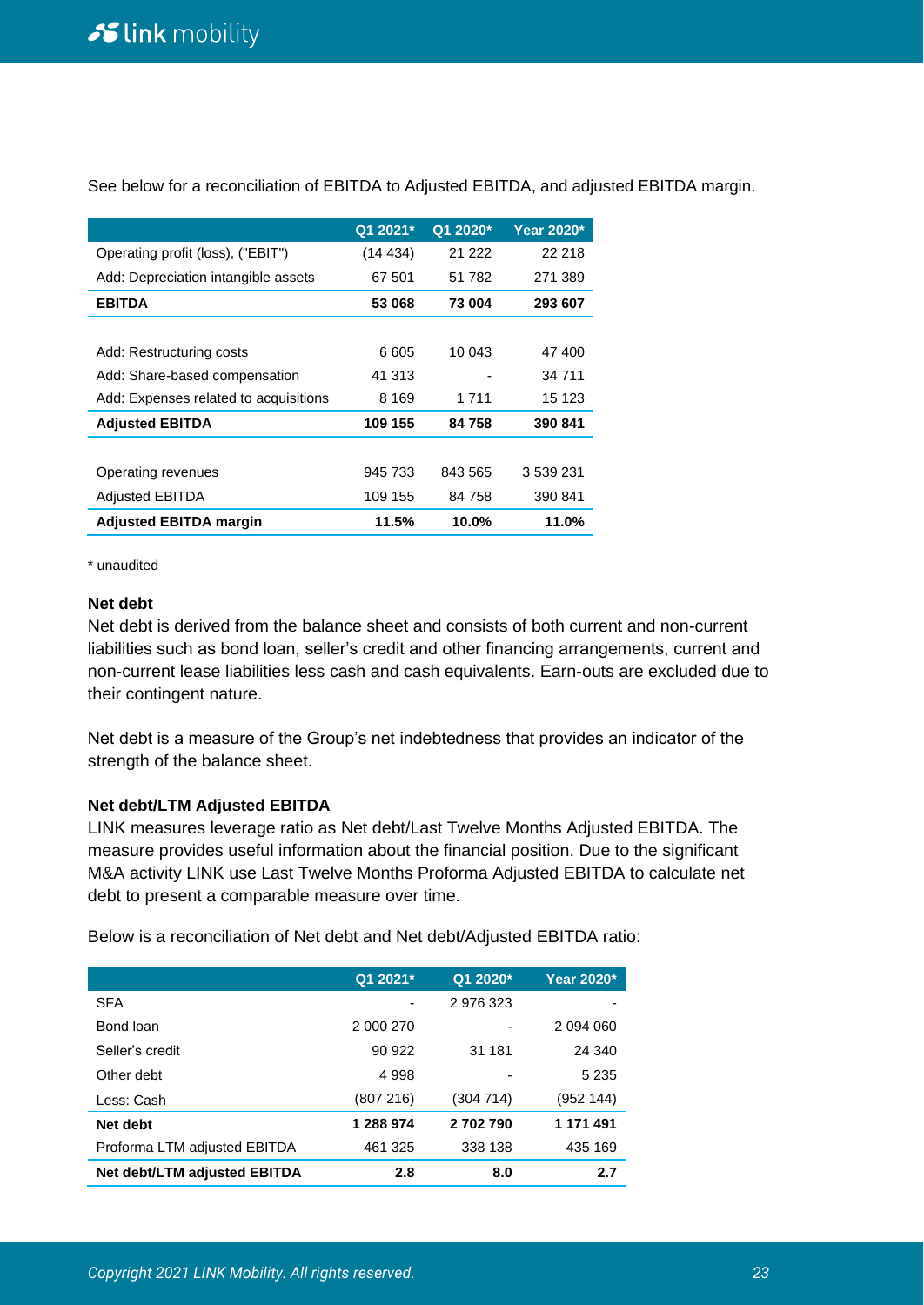See below for a reconciliation of EBITDA to Adjusted EBITDA, and adjusted EBITDA margin.

| | Q1 2021* | Q1 2020* | Year 2020* |
|---|---|---|---|
| Operating profit (loss), ("EBIT") | (14 434) | 21 222 | 22 218 |
| Add: Depreciation intangible assets | 67 501 | 51 782 | 271 389 |
| **EBITDA** | **53 068** | **73 004** | **293 607** |
| | | | |
| Add: Restructuring costs | 6 605 | 10 043 | 47 400 |
| Add: Share-based compensation | 41 313 | - | 34 711 |
| Add: Expenses related to acquisitions | 8 169 | 1 711 | 15 123 |
| **Adjusted EBITDA** | **109 155** | **84 758** | **390 841** |
| | | | |
| Operating revenues | 945 733 | 843 565 | 3 539 231 |
| Adjusted EBITDA | 109 155 | 84 758 | 390 841 |
| **Adjusted EBITDA margin** | **11.5%** | **10.0%** | **11.0%** |

* unaudited

**Net debt**

Net debt is derived from the balance sheet and consists of both current and non-current liabilities such as bond loan, seller's credit and other financing arrangements, current and non-current lease liabilities less cash and cash equivalents. Earn-outs are excluded due to their contingent nature.

Net debt is a measure of the Group's net indebtedness that provides an indicator of the strength of the balance sheet.

**Net debt/LTM Adjusted EBITDA**

LINK measures leverage ratio as Net debt/Last Twelve Months Adjusted EBITDA. The measure provides useful information about the financial position. Due to the significant M&A activity LINK use Last Twelve Months Proforma Adjusted EBITDA to calculate net debt to present a comparable measure over time.

Below is a reconciliation of Net debt and Net debt/Adjusted EBITDA ratio:

| | Q1 2021* | Q1 2020* | Year 2020* |
|---|---|---|---|
| SFA | - | 2 976 323 | - |
| Bond loan | 2 000 270 | - | 2 094 060 |
| Seller's credit | 90 922 | 31 181 | 24 340 |
| Other debt | 4 998 | - | 5 235 |
| Less: Cash | (807 216) | (304 714) | (952 144) |
| **Net debt** | **1 288 974** | **2 702 790** | **1 171 491** |
| Proforma LTM adjusted EBITDA | 461 325 | 338 138 | 435 169 |
| **Net debt/LTM adjusted EBITDA** | **2.8** | **8.0** | **2.7** |